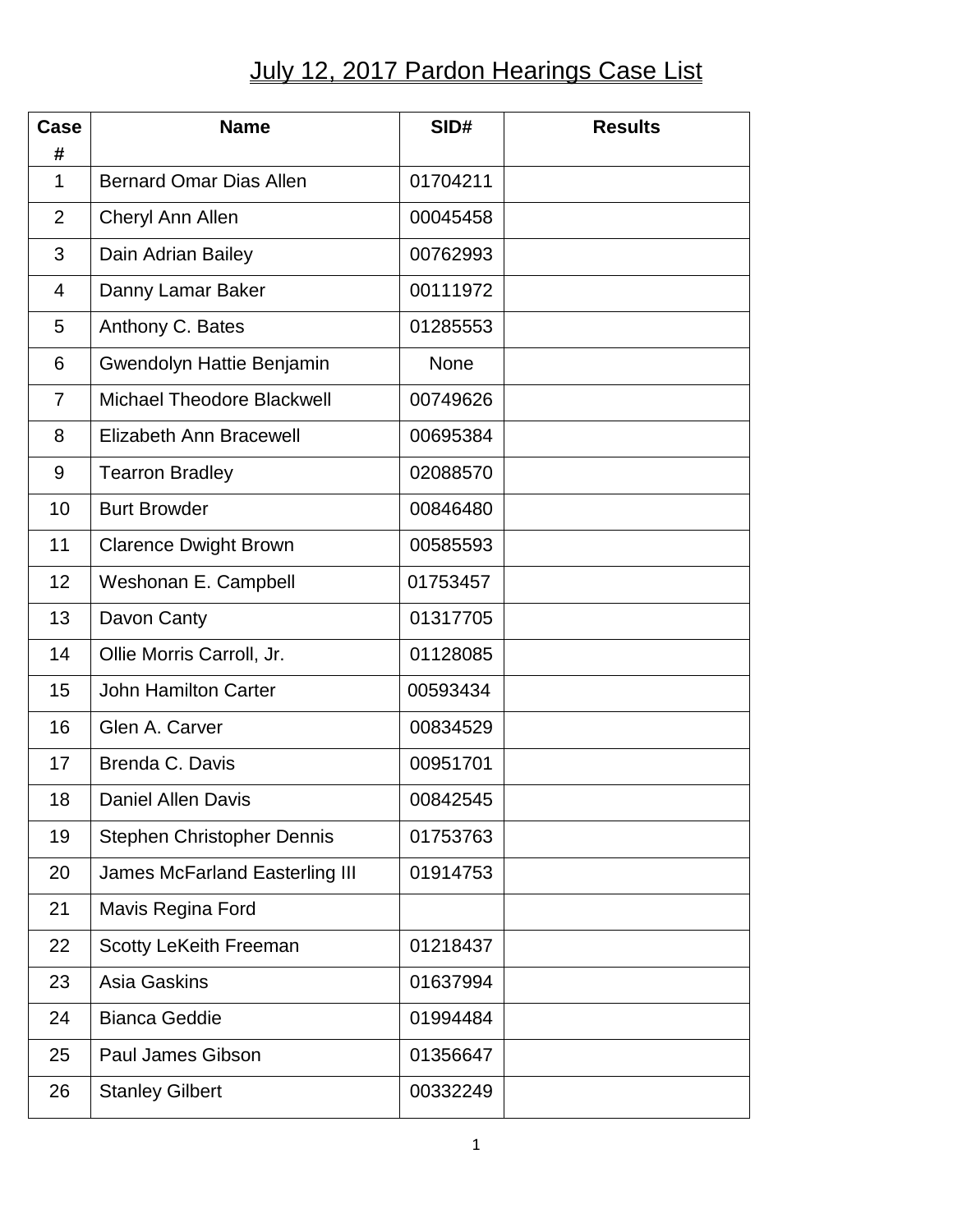# July 12, 2017 Pardon Hearings Case List

| Case # | Name | SID# | Results |
|---|---|---|---|
| 1 | Bernard Omar Dias Allen | 01704211 | |
| 2 | Cheryl Ann Allen | 00045458 | |
| 3 | Dain Adrian Bailey | 00762993 | |
| 4 | Danny Lamar Baker | 00111972 | |
| 5 | Anthony C. Bates | 01285553 | |
| 6 | Gwendolyn Hattie Benjamin | None | |
| 7 | Michael Theodore Blackwell | 00749626 | |
| 8 | Elizabeth Ann Bracewell | 00695384 | |
| 9 | Tearron Bradley | 02088570 | |
| 10 | Burt Browder | 00846480 | |
| 11 | Clarence Dwight Brown | 00585593 | |
| 12 | Weshonan E. Campbell | 01753457 | |
| 13 | Davon Canty | 01317705 | |
| 14 | Ollie Morris Carroll, Jr. | 01128085 | |
| 15 | John Hamilton Carter | 00593434 | |
| 16 | Glen A. Carver | 00834529 | |
| 17 | Brenda C. Davis | 00951701 | |
| 18 | Daniel Allen Davis | 00842545 | |
| 19 | Stephen Christopher Dennis | 01753763 | |
| 20 | James McFarland Easterling III | 01914753 | |
| 21 | Mavis Regina Ford | | |
| 22 | Scotty LeKeith Freeman | 01218437 | |
| 23 | Asia Gaskins | 01637994 | |
| 24 | Bianca Geddie | 01994484 | |
| 25 | Paul James Gibson | 01356647 | |
| 26 | Stanley Gilbert | 00332249 | |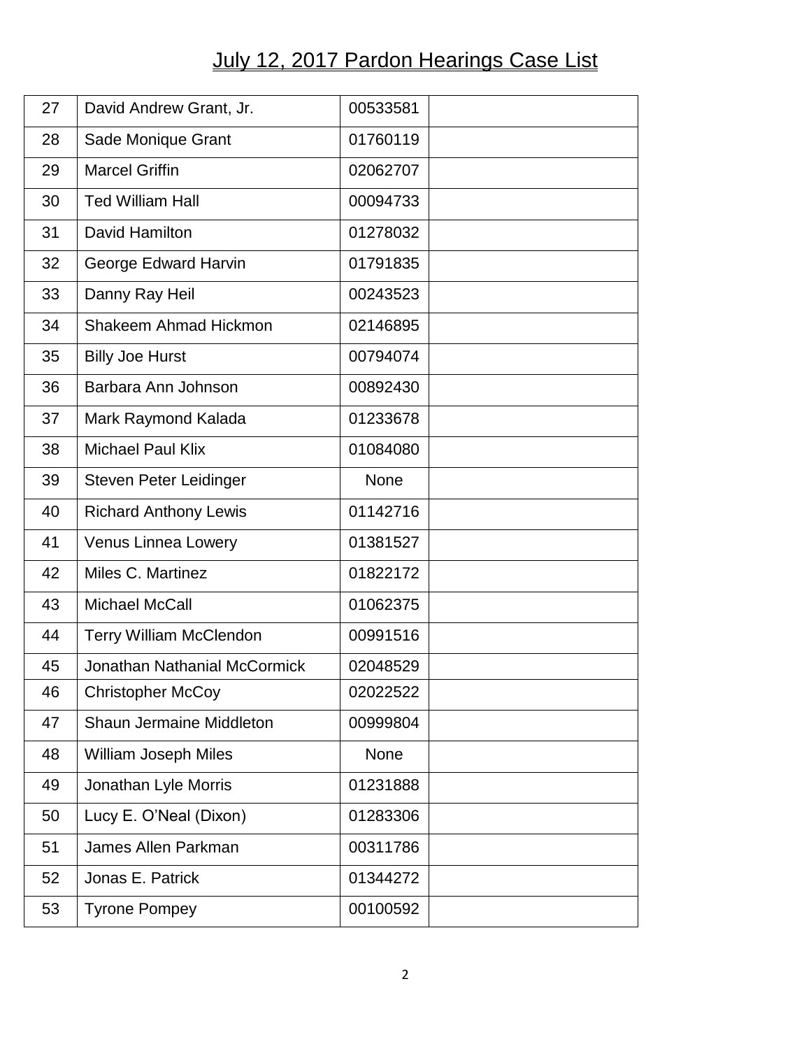# July 12, 2017 Pardon Hearings Case List

| | | | |
|---|---|---|---|
| 27 | David Andrew Grant, Jr. | 00533581 | |
| 28 | Sade Monique Grant | 01760119 | |
| 29 | Marcel Griffin | 02062707 | |
| 30 | Ted William Hall | 00094733 | |
| 31 | David Hamilton | 01278032 | |
| 32 | George Edward Harvin | 01791835 | |
| 33 | Danny Ray Heil | 00243523 | |
| 34 | Shakeem Ahmad Hickmon | 02146895 | |
| 35 | Billy Joe Hurst | 00794074 | |
| 36 | Barbara Ann Johnson | 00892430 | |
| 37 | Mark Raymond Kalada | 01233678 | |
| 38 | Michael Paul Klix | 01084080 | |
| 39 | Steven Peter Leidinger | None | |
| 40 | Richard Anthony Lewis | 01142716 | |
| 41 | Venus Linnea Lowery | 01381527 | |
| 42 | Miles C. Martinez | 01822172 | |
| 43 | Michael McCall | 01062375 | |
| 44 | Terry William McClendon | 00991516 | |
| 45 | Jonathan Nathanial McCormick | 02048529 | |
| 46 | Christopher McCoy | 02022522 | |
| 47 | Shaun Jermaine Middleton | 00999804 | |
| 48 | William Joseph Miles | None | |
| 49 | Jonathan Lyle Morris | 01231888 | |
| 50 | Lucy E. O'Neal (Dixon) | 01283306 | |
| 51 | James Allen Parkman | 00311786 | |
| 52 | Jonas E. Patrick | 01344272 | |
| 53 | Tyrone Pompey | 00100592 | |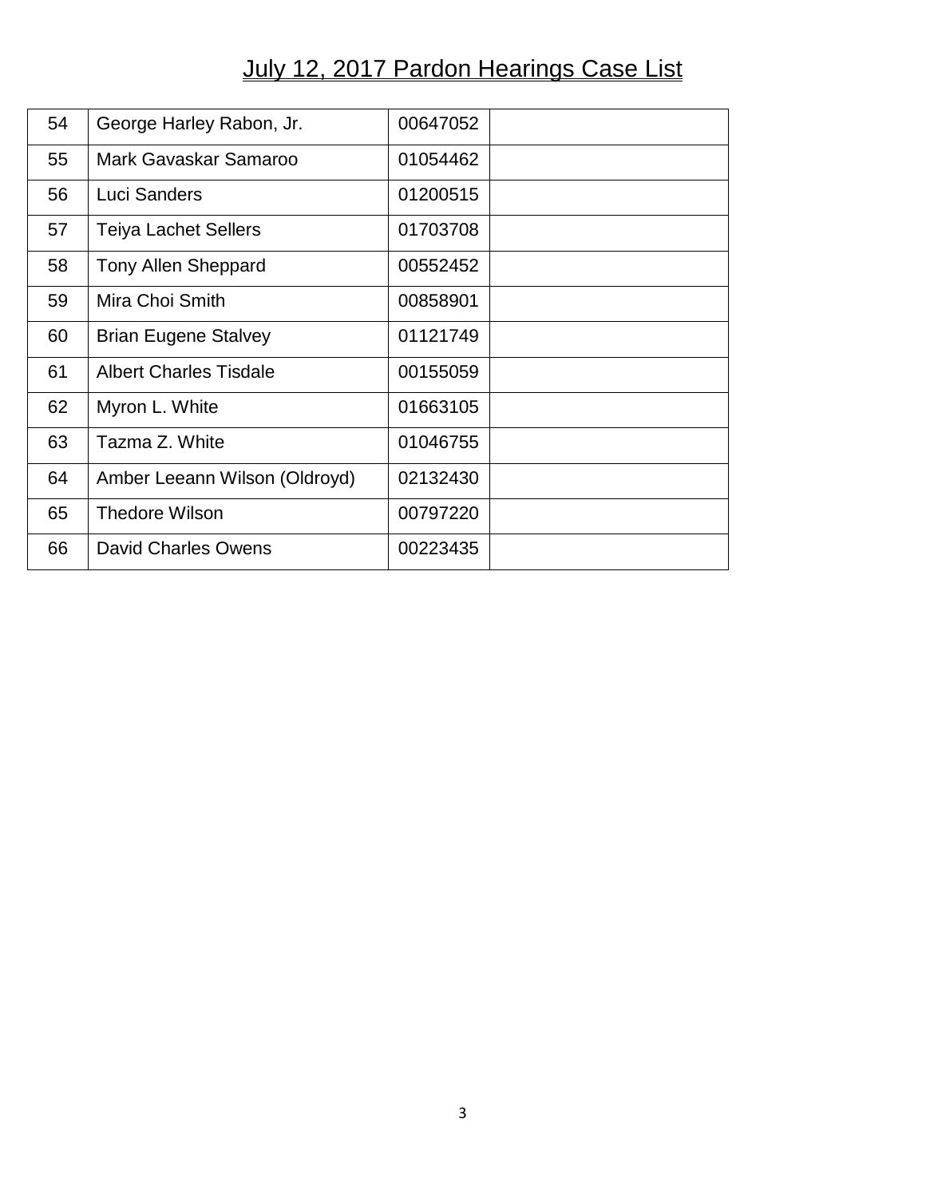# July 12, 2017 Pardon Hearings Case List

| | | | |
|---|---|---|---|
| 54 | George Harley Rabon, Jr. | 00647052 | |
| 55 | Mark Gavaskar Samaroo | 01054462 | |
| 56 | Luci Sanders | 01200515 | |
| 57 | Teiya Lachet Sellers | 01703708 | |
| 58 | Tony Allen Sheppard | 00552452 | |
| 59 | Mira Choi Smith | 00858901 | |
| 60 | Brian Eugene Stalvey | 01121749 | |
| 61 | Albert Charles Tisdale | 00155059 | |
| 62 | Myron L. White | 01663105 | |
| 63 | Tazma Z. White | 01046755 | |
| 64 | Amber Leeann Wilson (Oldroyd) | 02132430 | |
| 65 | Thedore Wilson | 00797220 | |
| 66 | David Charles Owens | 00223435 | |